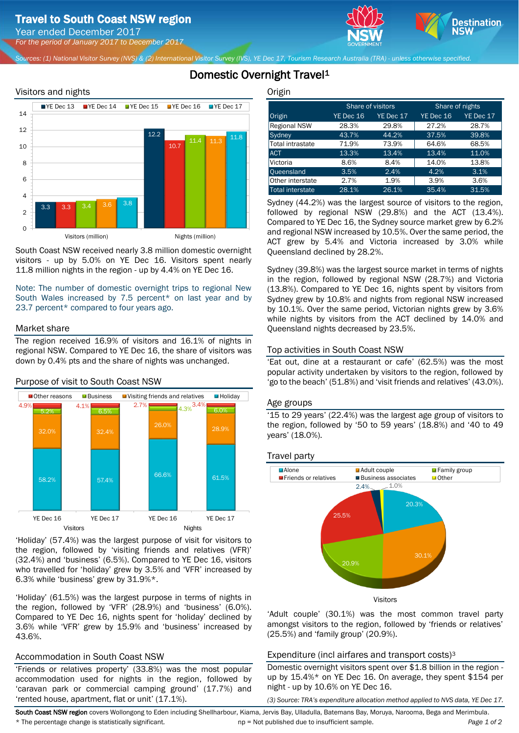# Travel to South Coast NSW region

Year ended December 2017

*For the period of January 2017 to December 2017*

*Sources: (1) National Visitor Survey (NVS) & (2) International Visitor Survey (IVS), YE Dec 17, Tourism Research Australia (TRA) - unless otherwise specified.*

## Domestic Overnight Travel[1]

### Visitors and nights

| | YE Dec 13 | YE Dec 14 | YE Dec 15 | YE Dec 16 | YE Dec 17 |
|---|---|---|---|---|---|
| Visitors (million) | 3.3 | 3.3 | 3.4 | 3.6 | 3.8 |
| Nights (million) | 12.2 | 10.7 | 11.4 | 11.3 | 11.8 |

South Coast NSW received nearly 3.8 million domestic overnight visitors - up by 5.0% on YE Dec 16. Visitors spent nearly 11.8 million nights in the region - up by 4.4% on YE Dec 16.

Note: The number of domestic overnight trips to regional New South Wales increased by 7.5 percent* on last year and by 23.7 percent* compared to four years ago.

### Market share

The region received 16.9% of visitors and 16.1% of nights in regional NSW. Compared to YE Dec 16, the share of visitors was down by 0.4% pts and the share of nights was unchanged.

### Purpose of visit to South Coast NSW

| | Visitors YE Dec 16 | Visitors YE Dec 17 | Nights YE Dec 16 | Nights YE Dec 17 |
|---|---|---|---|---|
| Other reasons | 4.9% | 4.1% | 2.7% | 3.4% |
| Business | 5.2% | 6.5% | 4.3% | 6.0% |
| Visiting friends and relatives | 32.0% | 32.4% | 26.0% | 28.9% |
| Holiday | 58.2% | 57.4% | 66.6% | 61.5% |

'Holiday' (57.4%) was the largest purpose of visit for visitors to the region, followed by 'visiting friends and relatives (VFR)' (32.4%) and 'business' (6.5%). Compared to YE Dec 16, visitors who travelled for 'holiday' grew by 3.5% and 'VFR' increased by 6.3% while 'business' grew by 31.9%*.

'Holiday' (61.5%) was the largest purpose in terms of nights in the region, followed by 'VFR' (28.9%) and 'business' (6.0%). Compared to YE Dec 16, nights spent for 'holiday' declined by 3.6% while 'VFR' grew by 15.9% and 'business' increased by 43.6%.

### Accommodation in South Coast NSW

'Friends or relatives property' (33.8%) was the most popular accommodation used for nights in the region, followed by 'caravan park or commercial camping ground' (17.7%) and 'rented house, apartment, flat or unit' (17.1%).

### Origin

| Origin | Share of visitors YE Dec 16 | Share of visitors YE Dec 17 | Share of nights YE Dec 16 | Share of nights YE Dec 17 |
|---|---|---|---|---|
| Regional NSW | 28.3% | 29.8% | 27.2% | 28.7% |
| Sydney | 43.7% | 44.2% | 37.5% | 39.8% |
| Total intrastate | 71.9% | 73.9% | 64.6% | 68.5% |
| ACT | 13.3% | 13.4% | 13.4% | 11.0% |
| Victoria | 8.6% | 8.4% | 14.0% | 13.8% |
| Queensland | 3.5% | 2.4% | 4.2% | 3.1% |
| Other interstate | 2.7% | 1.9% | 3.9% | 3.6% |
| Total interstate | 28.1% | 26.1% | 35.4% | 31.5% |

Sydney (44.2%) was the largest source of visitors to the region, followed by regional NSW (29.8%) and the ACT (13.4%). Compared to YE Dec 16, the Sydney source market grew by 6.2% and regional NSW increased by 10.5%. Over the same period, the ACT grew by 5.4% and Victoria increased by 3.0% while Queensland declined by 28.2%.

Sydney (39.8%) was the largest source market in terms of nights in the region, followed by regional NSW (28.7%) and Victoria (13.8%). Compared to YE Dec 16, nights spent by visitors from Sydney grew by 10.8% and nights from regional NSW increased by 10.1%. Over the same period, Victorian nights grew by 3.6% while nights by visitors from the ACT declined by 14.0% and Queensland nights decreased by 23.5%.

### Top activities in South Coast NSW

'Eat out, dine at a restaurant or cafe' (62.5%) was the most popular activity undertaken by visitors to the region, followed by 'go to the beach' (51.8%) and 'visit friends and relatives' (43.0%).

### Age groups

'15 to 29 years' (22.4%) was the largest age group of visitors to the region, followed by '50 to 59 years' (18.8%) and '40 to 49 years' (18.0%).

### Travel party

| Travel party (Visitors) | Share |
|---|---|
| Alone | 20.3% |
| Adult couple | 30.1% |
| Family group | 20.9% |
| Friends or relatives | 25.5% |
| Business associates | 2.4% |
| Other | 1.0% |

'Adult couple' (30.1%) was the most common travel party amongst visitors to the region, followed by 'friends or relatives' (25.5%) and 'family group' (20.9%).

### Expenditure (incl airfares and transport costs)[3]

Domestic overnight visitors spent over $1.8 billion in the region - up by 15.4%* on YE Dec 16. On average, they spent $154 per night - up by 10.6% on YE Dec 16.

*(3) Source: TRA's expenditure allocation method applied to NVS data, YE Dec 17.*

**South Coast NSW region** covers Wollongong to Eden including Shellharbour, Kiama, Jervis Bay, Ulladulla, Batemans Bay, Moruya, Narooma, Bega and Merimbula.

\* The percentage change is statistically significant. np = Not published due to insufficient sample.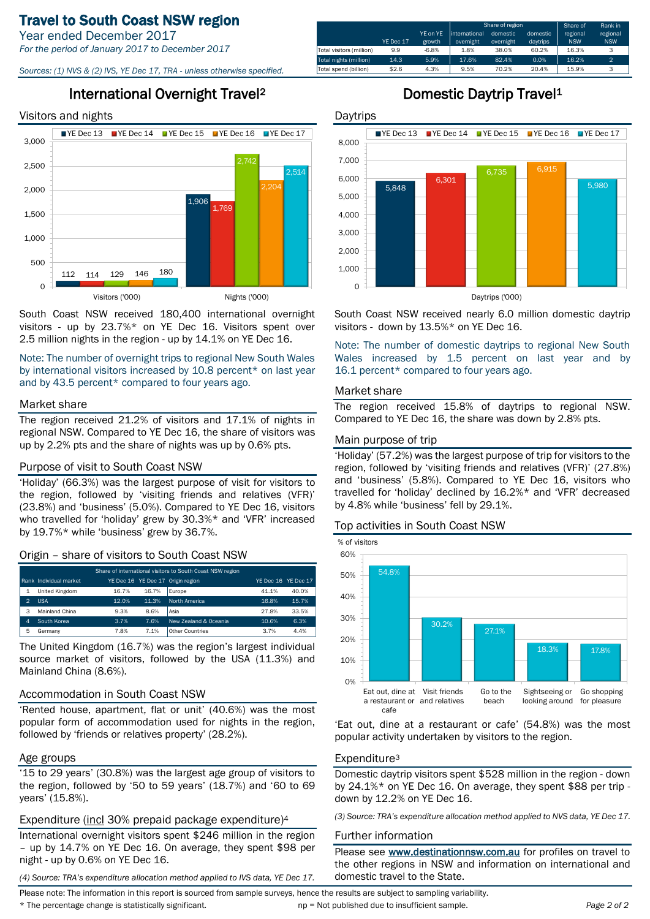# Travel to South Coast NSW region

Year ended December 2017

*For the period of January 2017 to December 2017*

*Sources: (1) NVS & (2) IVS, YE Dec 17, TRA - unless otherwise specified.*

| | YE Dec 17 | YE on YE growth | Share of region international overnight | Share of region domestic overnight | Share of region domestic daytrips | Share of regional NSW | Rank in regional NSW |
|---|---|---|---|---|---|---|---|
| Total visitors (million) | 9.9 | -6.8% | 1.8% | 38.0% | 60.2% | 16.3% | 3 |
| Total nights (million) | 14.3 | 5.9% | 17.6% | 82.4% | 0.0% | 16.2% | 2 |
| Total spend (billion) | $2.6 | 4.3% | 9.5% | 70.2% | 20.4% | 15.9% | 3 |

## International Overnight Travel[2]

### Visitors and nights

YE Dec 13 | YE Dec 14 | YE Dec 15 | YE Dec 16 | YE Dec 17

Visitors ('000): 112, 114, 129, 146, 180

Nights ('000): 1,906, 1,769, 2,742, 2,204, 2,514

South Coast NSW received 180,400 international overnight visitors - up by 23.7%* on YE Dec 16. Visitors spent over 2.5 million nights in the region - up by 14.1% on YE Dec 16.

Note: The number of overnight trips to regional New South Wales by international visitors increased by 10.8 percent* on last year and by 43.5 percent* compared to four years ago.

### Market share

The region received 21.2% of visitors and 17.1% of nights in regional NSW. Compared to YE Dec 16, the share of visitors was up by 2.2% pts and the share of nights was up by 0.6% pts.

### Purpose of visit to South Coast NSW

'Holiday' (66.3%) was the largest purpose of visit for visitors to the region, followed by 'visiting friends and relatives (VFR)' (23.8%) and 'business' (5.0%). Compared to YE Dec 16, visitors who travelled for 'holiday' grew by 30.3%* and 'VFR' increased by 19.7%* while 'business' grew by 36.7%.

### Origin – share of visitors to South Coast NSW

| Rank | Individual market | YE Dec 16 | YE Dec 17 | Origin region | YE Dec 16 | YE Dec 17 |
|---|---|---|---|---|---|---|
| 1 | United Kingdom | 16.7% | 16.7% | Europe | 41.1% | 40.0% |
| 2 | USA | 12.0% | 11.3% | North America | 16.8% | 15.7% |
| 3 | Mainland China | 9.3% | 8.6% | Asia | 27.8% | 33.5% |
| 4 | South Korea | 3.7% | 7.6% | New Zealand & Oceania | 10.6% | 6.3% |
| 5 | Germany | 7.8% | 7.1% | Other Countries | 3.7% | 4.4% |

The United Kingdom (16.7%) was the region's largest individual source market of visitors, followed by the USA (11.3%) and Mainland China (8.6%).

### Accommodation in South Coast NSW

'Rented house, apartment, flat or unit' (40.6%) was the most popular form of accommodation used for nights in the region, followed by 'friends or relatives property' (28.2%).

### Age groups

'15 to 29 years' (30.8%) was the largest age group of visitors to the region, followed by '50 to 59 years' (18.7%) and '60 to 69 years' (15.8%).

### Expenditure (incl 30% prepaid package expenditure)[4]

International overnight visitors spent $246 million in the region – up by 14.7% on YE Dec 16. On average, they spent $98 per night - up by 0.6% on YE Dec 16.

*(4) Source: TRA's expenditure allocation method applied to IVS data, YE Dec 17.*

## Domestic Daytrip Travel[1]

### Daytrips

YE Dec 13 | YE Dec 14 | YE Dec 15 | YE Dec 16 | YE Dec 17

Daytrips ('000): 5,848, 6,301, 6,735, 6,915, 5,980

South Coast NSW received nearly 6.0 million domestic daytrip visitors - down by 13.5%* on YE Dec 16.

Note: The number of domestic daytrips to regional New South Wales increased by 1.5 percent on last year and by 16.1 percent* compared to four years ago.

### Market share

The region received 15.8% of daytrips to regional NSW. Compared to YE Dec 16, the share was down by 2.8% pts.

### Main purpose of trip

'Holiday' (57.2%) was the largest purpose of trip for visitors to the region, followed by 'visiting friends and relatives (VFR)' (27.8%) and 'business' (5.8%). Compared to YE Dec 16, visitors who travelled for 'holiday' declined by 16.2%* and 'VFR' decreased by 4.8% while 'business' fell by 29.1%.

### Top activities in South Coast NSW

% of visitors

Eat out, dine at a restaurant or cafe: 54.8%
Visit friends and relatives: 30.2%
Go to the beach: 27.1%
Sightseeing or looking around: 18.3%
Go shopping for pleasure: 17.8%

'Eat out, dine at a restaurant or cafe' (54.8%) was the most popular activity undertaken by visitors to the region.

### Expenditure[3]

Domestic daytrip visitors spent $528 million in the region - down by 24.1%* on YE Dec 16. On average, they spent $88 per trip - down by 12.2% on YE Dec 16.

*(3) Source: TRA's expenditure allocation method applied to NVS data, YE Dec 17.*

### Further information

Please see www.destinationnsw.com.au for profiles on travel to the other regions in NSW and information on international and domestic travel to the State.

Please note: The information in this report is sourced from sample surveys, hence the results are subject to sampling variability.

\* The percentage change is statistically significant. np = Not published due to insufficient sample.